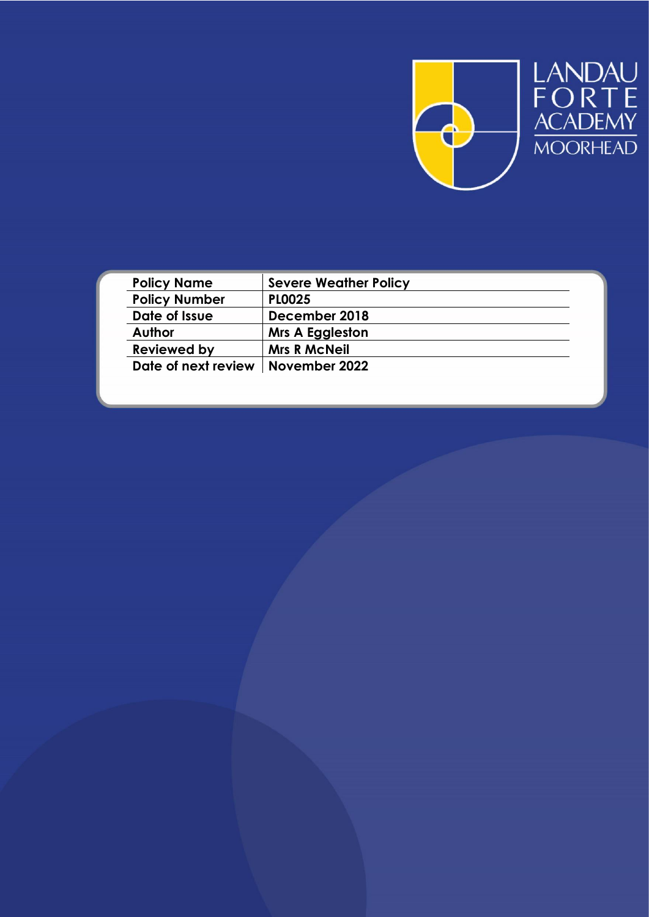LANDAU FORTE ACADEMY MOORHEAD

| Policy Name | Severe Weather Policy |
| --- | --- |
| Policy Number | PL0025 |
| Date of Issue | December 2018 |
| Author | Mrs A Eggleston |
| Reviewed by | Mrs R McNeil |
| Date of next review | November 2022 |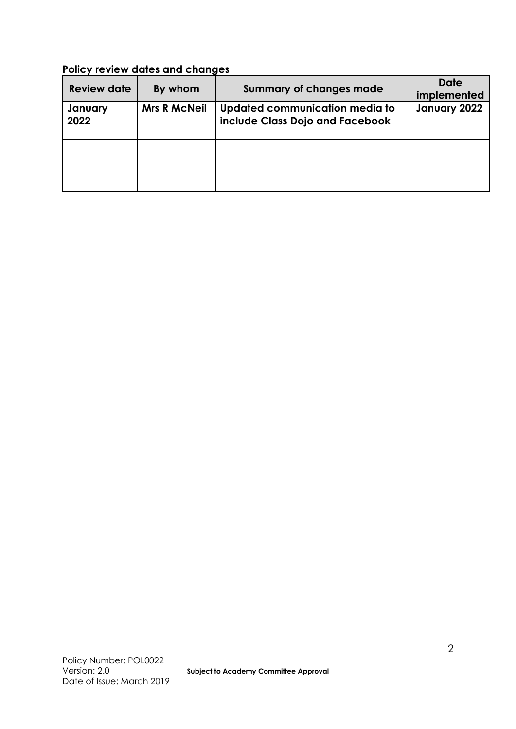**Policy review dates and changes**

| Review date | By whom | Summary of changes made | Date implemented |
|---|---|---|---|
| **January 2022** | **Mrs R McNeil** | **Updated communication media to include Class Dojo and Facebook** | **January 2022** |
| | | | |
| | | | |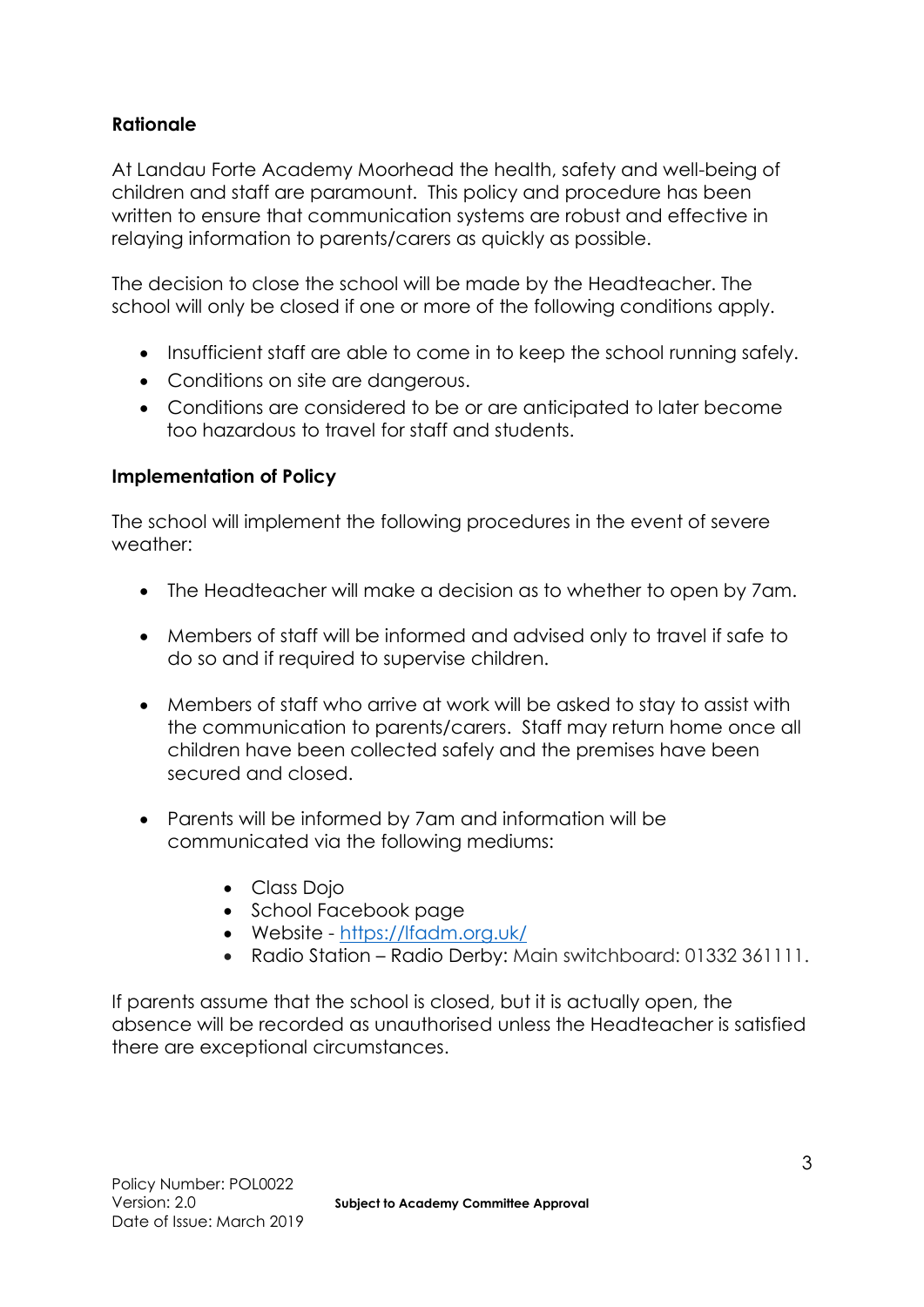**Rationale**

At Landau Forte Academy Moorhead the health, safety and well-being of children and staff are paramount. This policy and procedure has been written to ensure that communication systems are robust and effective in relaying information to parents/carers as quickly as possible.

The decision to close the school will be made by the Headteacher. The school will only be closed if one or more of the following conditions apply.

- Insufficient staff are able to come in to keep the school running safely.
- Conditions on site are dangerous.
- Conditions are considered to be or are anticipated to later become too hazardous to travel for staff and students.

**Implementation of Policy**

The school will implement the following procedures in the event of severe weather:

- The Headteacher will make a decision as to whether to open by 7am.

- Members of staff will be informed and advised only to travel if safe to do so and if required to supervise children.

- Members of staff who arrive at work will be asked to stay to assist with the communication to parents/carers. Staff may return home once all children have been collected safely and the premises have been secured and closed.

- Parents will be informed by 7am and information will be communicated via the following mediums:

    - Class Dojo
    - School Facebook page
    - Website - https://lfadm.org.uk/
    - Radio Station – Radio Derby: Main switchboard: 01332 361111.

If parents assume that the school is closed, but it is actually open, the absence will be recorded as unauthorised unless the Headteacher is satisfied there are exceptional circumstances.

Policy Number: POL0022
Version: 2.0
Date of Issue: March 2019

**Subject to Academy Committee Approval**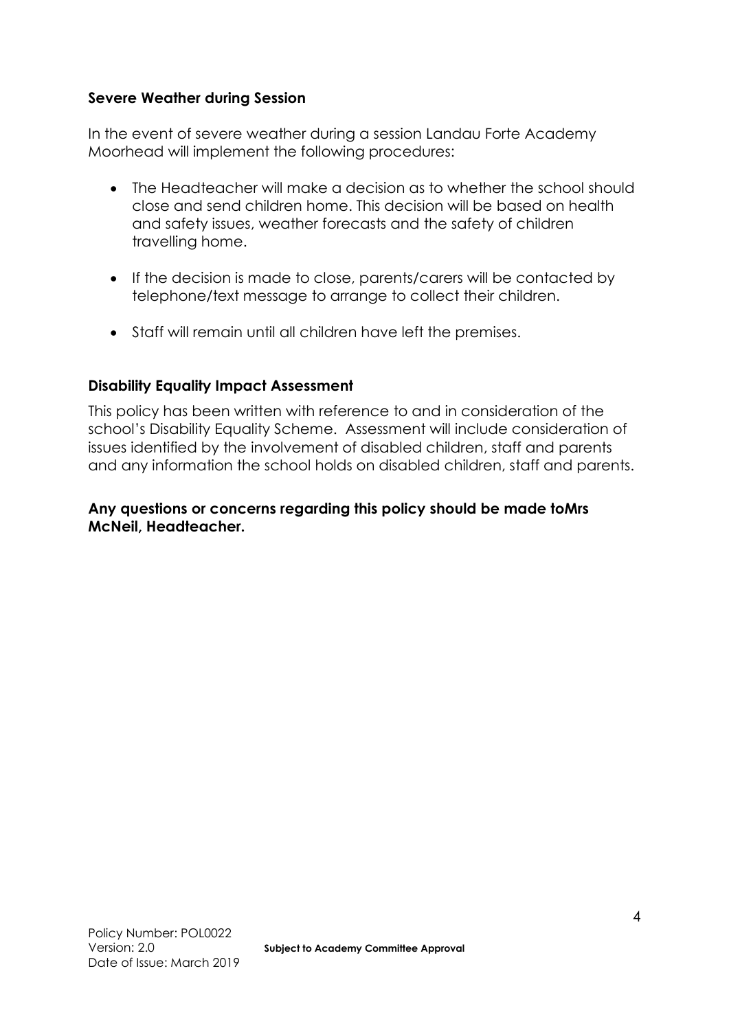**Severe Weather during Session**

In the event of severe weather during a session Landau Forte Academy Moorhead will implement the following procedures:

- The Headteacher will make a decision as to whether the school should close and send children home. This decision will be based on health and safety issues, weather forecasts and the safety of children travelling home.

- If the decision is made to close, parents/carers will be contacted by telephone/text message to arrange to collect their children.

- Staff will remain until all children have left the premises.

**Disability Equality Impact Assessment**

This policy has been written with reference to and in consideration of the school's Disability Equality Scheme. Assessment will include consideration of issues identified by the involvement of disabled children, staff and parents and any information the school holds on disabled children, staff and parents.

**Any questions or concerns regarding this policy should be made toMrs McNeil, Headteacher.**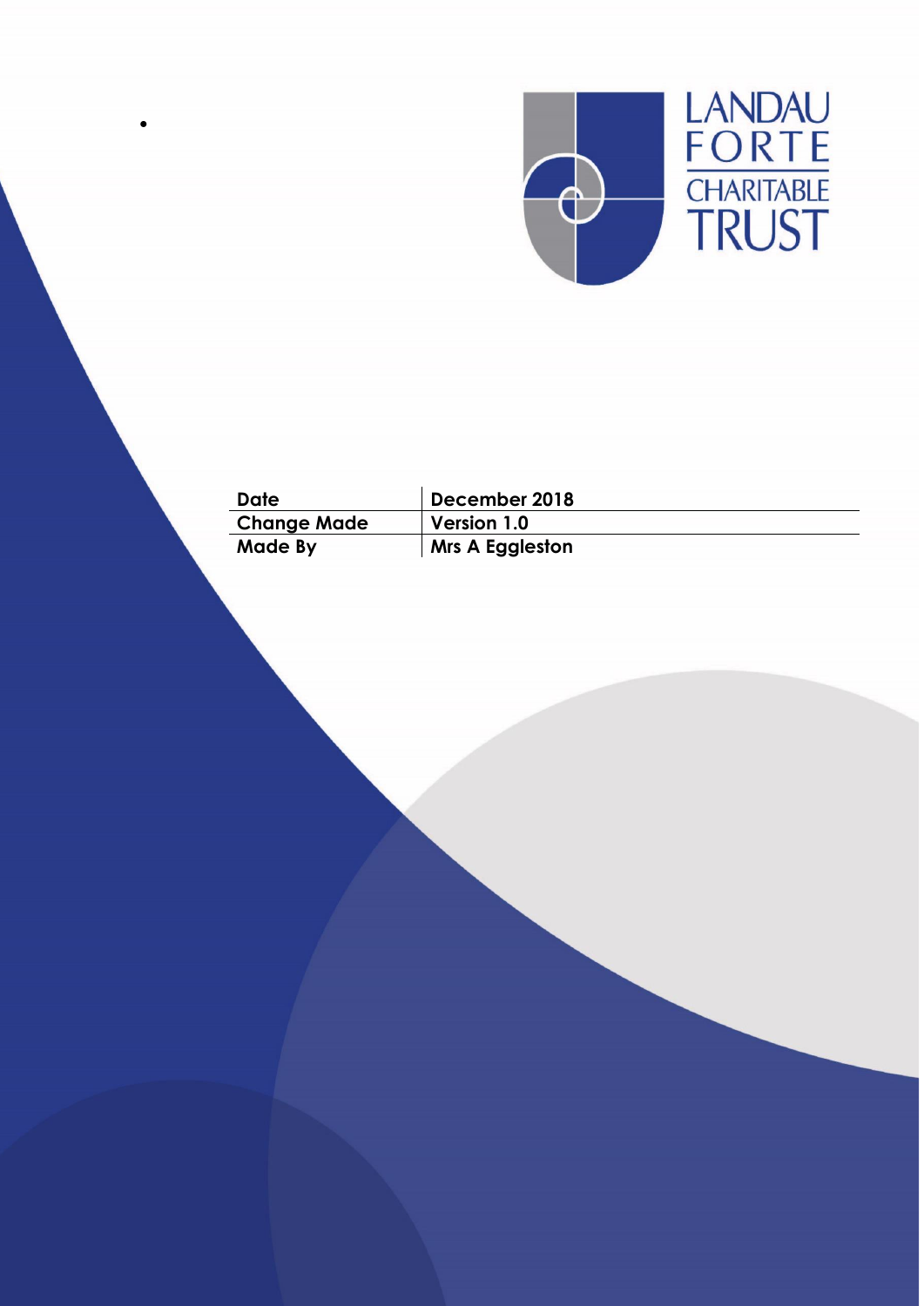LANDAU FORTE CHARITABLE TRUST

| | |
|---|---|
| **Date** | **December 2018** |
| **Change Made** | **Version 1.0** |
| **Made By** | **Mrs A Eggleston** |